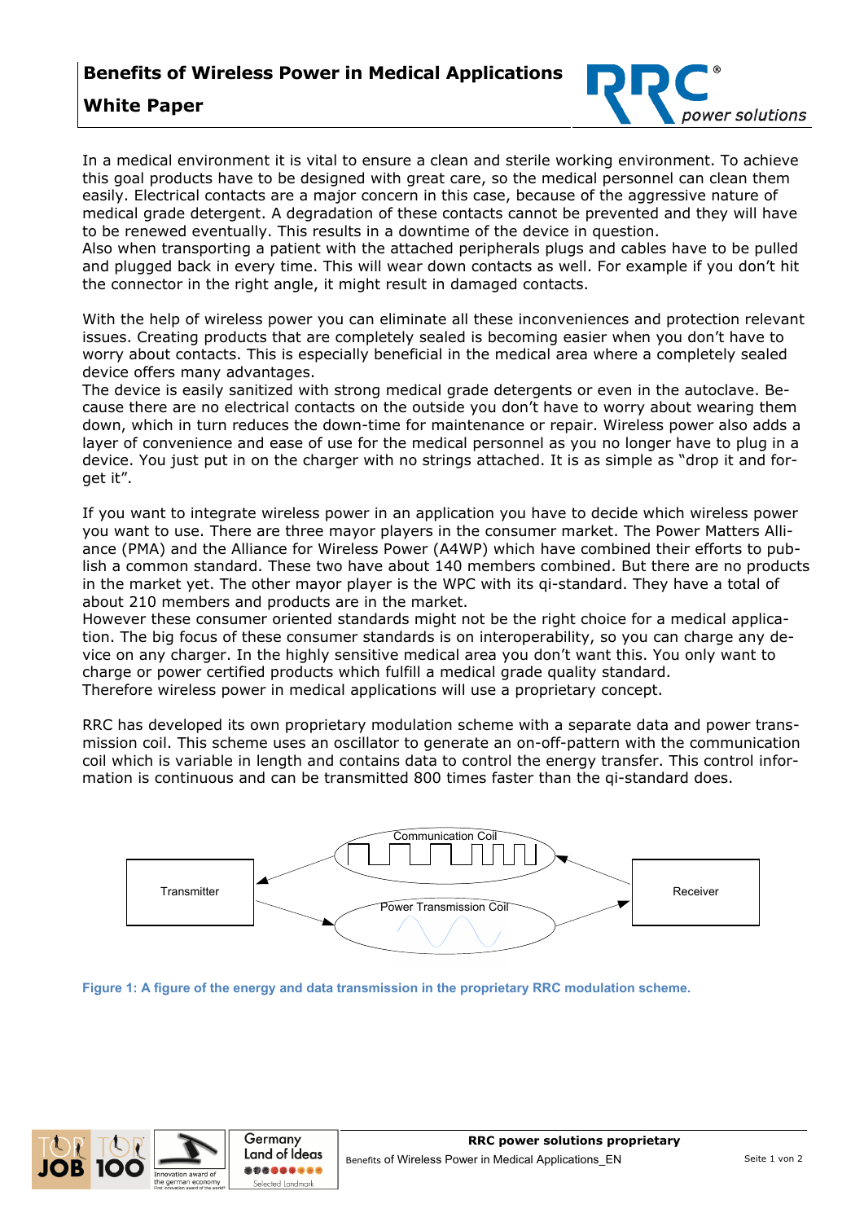# Benefits of Wireless Power in Medical Applications

## White Paper

In a medical environment it is vital to ensure a clean and sterile working environment. To achieve this goal products have to be designed with great care, so the medical personnel can clean them easily. Electrical contacts are a major concern in this case, because of the aggressive nature of medical grade detergent. A degradation of these contacts cannot be prevented and they will have to be renewed eventually. This results in a downtime of the device in question.
Also when transporting a patient with the attached peripherals plugs and cables have to be pulled and plugged back in every time. This will wear down contacts as well. For example if you don't hit the connector in the right angle, it might result in damaged contacts.

With the help of wireless power you can eliminate all these inconveniences and protection relevant issues. Creating products that are completely sealed is becoming easier when you don't have to worry about contacts. This is especially beneficial in the medical area where a completely sealed device offers many advantages.
The device is easily sanitized with strong medical grade detergents or even in the autoclave. Because there are no electrical contacts on the outside you don't have to worry about wearing them down, which in turn reduces the down-time for maintenance or repair. Wireless power also adds a layer of convenience and ease of use for the medical personnel as you no longer have to plug in a device. You just put in on the charger with no strings attached. It is as simple as "drop it and forget it".

If you want to integrate wireless power in an application you have to decide which wireless power you want to use. There are three mayor players in the consumer market. The Power Matters Alliance (PMA) and the Alliance for Wireless Power (A4WP) which have combined their efforts to publish a common standard. These two have about 140 members combined. But there are no products in the market yet. The other mayor player is the WPC with its qi-standard. They have a total of about 210 members and products are in the market.
However these consumer oriented standards might not be the right choice for a medical application. The big focus of these consumer standards is on interoperability, so you can charge any device on any charger. In the highly sensitive medical area you don't want this. You only want to charge or power certified products which fulfill a medical grade quality standard.
Therefore wireless power in medical applications will use a proprietary concept.

RRC has developed its own proprietary modulation scheme with a separate data and power transmission coil. This scheme uses an oscillator to generate an on-off-pattern with the communication coil which is variable in length and contains data to control the energy transfer. This control information is continuous and can be transmitted 800 times faster than the qi-standard does.

Figure 1: A figure of the energy and data transmission in the proprietary RRC modulation scheme.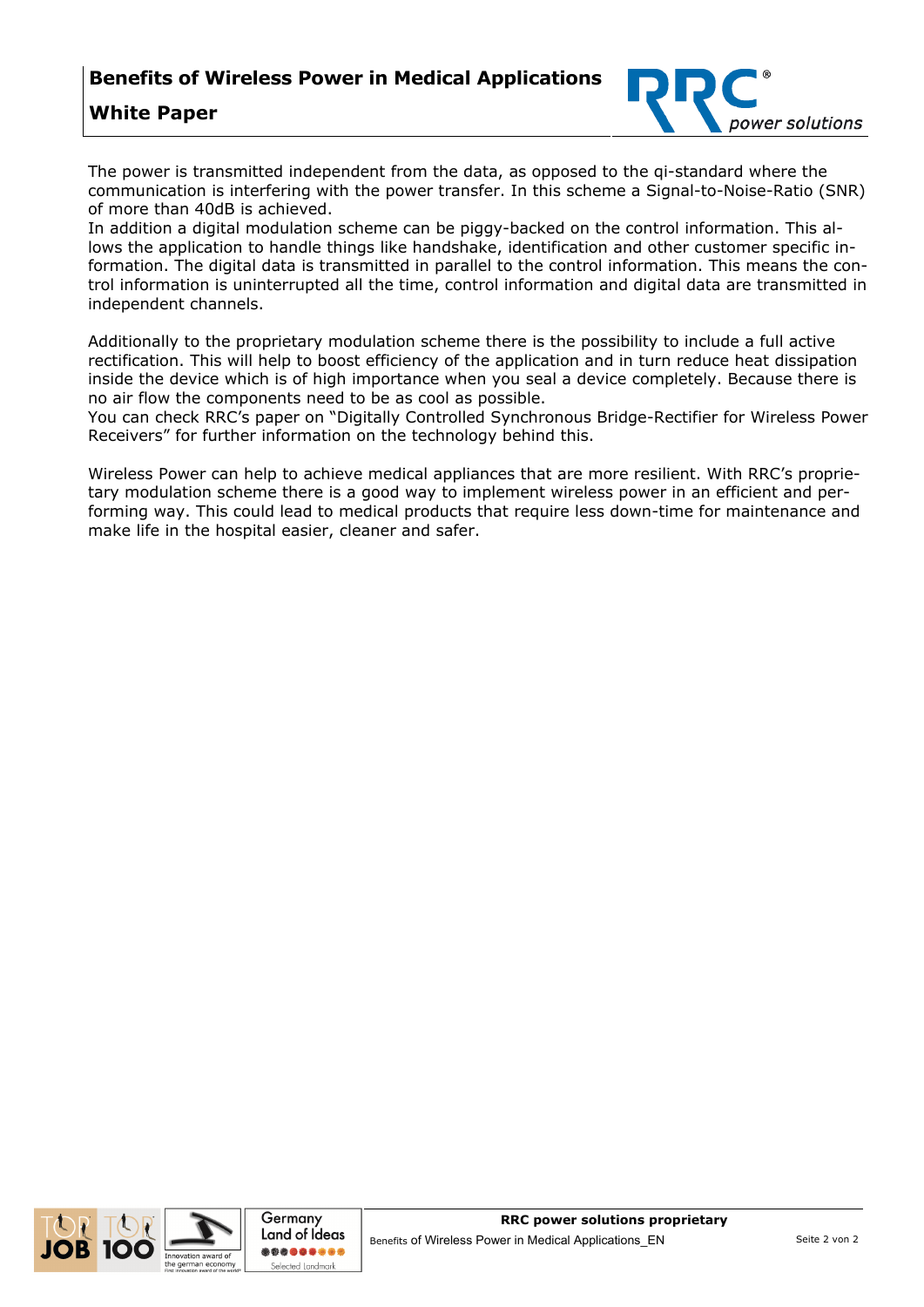The power is transmitted independent from the data, as opposed to the qi-standard where the communication is interfering with the power transfer. In this scheme a Signal-to-Noise-Ratio (SNR) of more than 40dB is achieved.
In addition a digital modulation scheme can be piggy-backed on the control information. This allows the application to handle things like handshake, identification and other customer specific information. The digital data is transmitted in parallel to the control information. This means the control information is uninterrupted all the time, control information and digital data are transmitted in independent channels.

Additionally to the proprietary modulation scheme there is the possibility to include a full active rectification. This will help to boost efficiency of the application and in turn reduce heat dissipation inside the device which is of high importance when you seal a device completely. Because there is no air flow the components need to be as cool as possible.
You can check RRC's paper on "Digitally Controlled Synchronous Bridge-Rectifier for Wireless Power Receivers" for further information on the technology behind this.

Wireless Power can help to achieve medical appliances that are more resilient. With RRC's proprietary modulation scheme there is a good way to implement wireless power in an efficient and performing way. This could lead to medical products that require less down-time for maintenance and make life in the hospital easier, cleaner and safer.